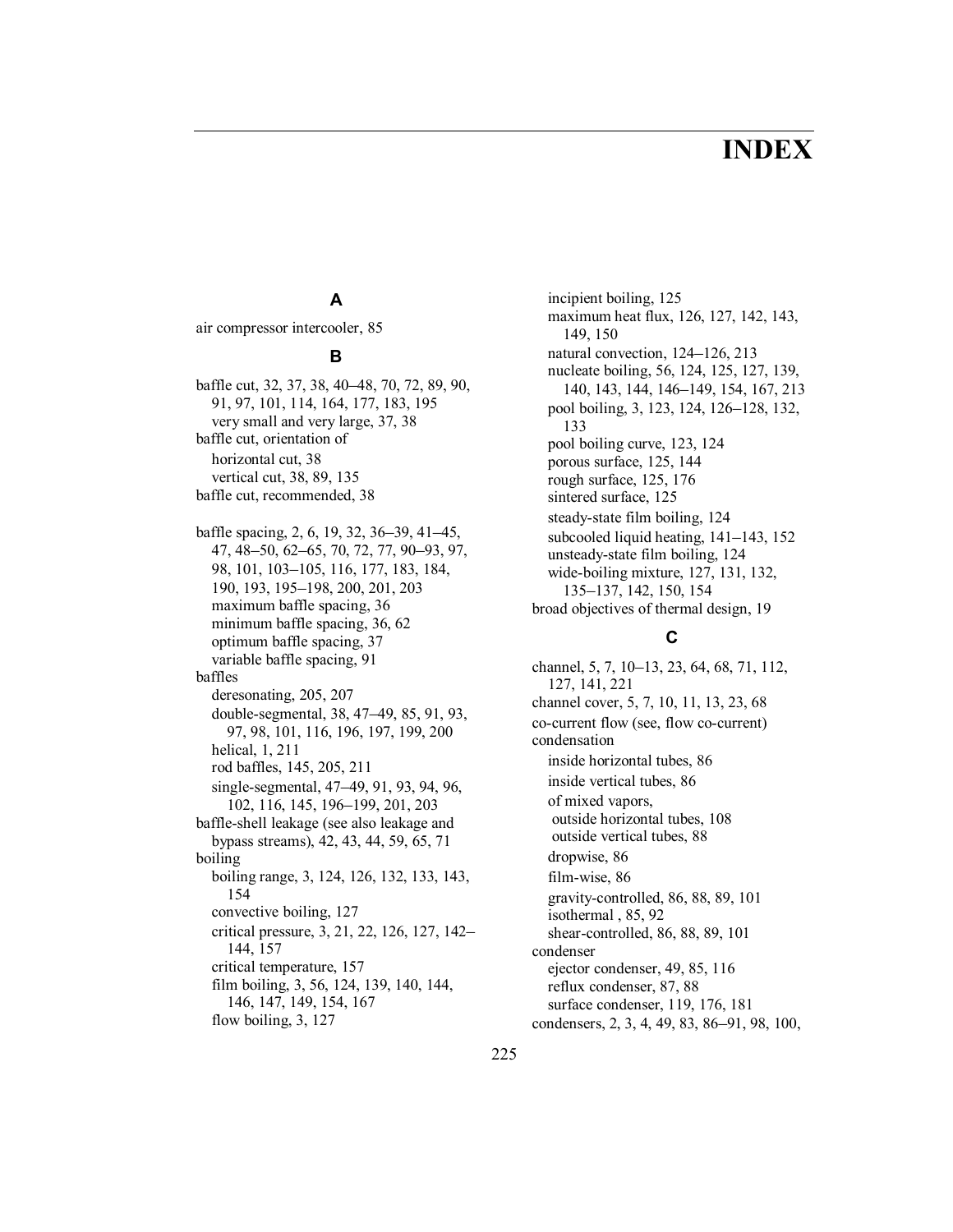# INDEX

## A

air compressor intercooler, 85

## B

baffle cut, 32, 37, 38, 40–48, 70, 72, 89, 90, 91, 97, 101, 114, 164, 177, 183, 195
- very small and very large, 37, 38

baffle cut, orientation of
- horizontal cut, 38
- vertical cut, 38, 89, 135

baffle cut, recommended, 38

baffle spacing, 2, 6, 19, 32, 36–39, 41–45, 47, 48–50, 62–65, 70, 72, 77, 90–93, 97, 98, 101, 103–105, 116, 177, 183, 184, 190, 193, 195–198, 200, 201, 203
- maximum baffle spacing, 36
- minimum baffle spacing, 36, 62
- optimum baffle spacing, 37
- variable baffle spacing, 91

baffles
- deresonating, 205, 207
- double-segmental, 38, 47–49, 85, 91, 93, 97, 98, 101, 116, 196, 197, 199, 200
- helical, 1, 211
- rod baffles, 145, 205, 211
- single-segmental, 47–49, 91, 93, 94, 96, 102, 116, 145, 196–199, 201, 203

baffle-shell leakage (see also leakage and bypass streams), 42, 43, 44, 59, 65, 71

boiling
- boiling range, 3, 124, 126, 132, 133, 143, 154
- convective boiling, 127
- critical pressure, 3, 21, 22, 126, 127, 142–144, 157
- critical temperature, 157
- film boiling, 3, 56, 124, 139, 140, 144, 146, 147, 149, 154, 167
- flow boiling, 3, 127
- incipient boiling, 125
- maximum heat flux, 126, 127, 142, 143, 149, 150
- natural convection, 124–126, 213
- nucleate boiling, 56, 124, 125, 127, 139, 140, 143, 144, 146–149, 154, 167, 213
- pool boiling, 3, 123, 124, 126–128, 132, 133
- pool boiling curve, 123, 124
- porous surface, 125, 144
- rough surface, 125, 176
- sintered surface, 125
- steady-state film boiling, 124
- subcooled liquid heating, 141–143, 152
- unsteady-state film boiling, 124
- wide-boiling mixture, 127, 131, 132, 135–137, 142, 150, 154

broad objectives of thermal design, 19

## C

channel, 5, 7, 10–13, 23, 64, 68, 71, 112, 127, 141, 221

channel cover, 5, 7, 10, 11, 13, 23, 68

co-current flow (see, flow co-current)

condensation
- inside horizontal tubes, 86
- inside vertical tubes, 86
- of mixed vapors,
  - outside horizontal tubes, 108
  - outside vertical tubes, 88
- dropwise, 86
- film-wise, 86
- gravity-controlled, 86, 88, 89, 101
- isothermal , 85, 92
- shear-controlled, 86, 88, 89, 101

condenser
- ejector condenser, 49, 85, 116
- reflux condenser, 87, 88
- surface condenser, 119, 176, 181

condensers, 2, 3, 4, 49, 83, 86–91, 98, 100,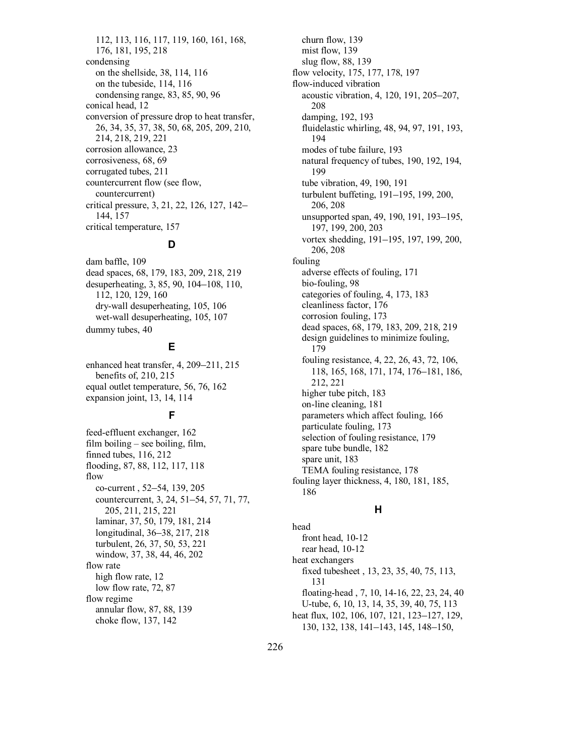112, 113, 116, 117, 119, 160, 161, 168, 176, 181, 195, 218

condensing
- on the shellside, 38, 114, 116
- on the tubeside, 114, 116
- condensing range, 83, 85, 90, 96

conical head, 12

conversion of pressure drop to heat transfer, 26, 34, 35, 37, 38, 50, 68, 205, 209, 210, 214, 218, 219, 221

corrosion allowance, 23

corrosiveness, 68, 69

corrugated tubes, 211

countercurrent flow (see flow, countercurrent)

critical pressure, 3, 21, 22, 126, 127, 142–144, 157

critical temperature, 157

### D

dam baffle, 109

dead spaces, 68, 179, 183, 209, 218, 219

desuperheating, 3, 85, 90, 104–108, 110, 112, 120, 129, 160
- dry-wall desuperheating, 105, 106
- wet-wall desuperheating, 105, 107

dummy tubes, 40

### E

enhanced heat transfer, 4, 209–211, 215
- benefits of, 210, 215

equal outlet temperature, 56, 76, 162

expansion joint, 13, 14, 114

### F

feed-effluent exchanger, 162

film boiling – see boiling, film,

finned tubes, 116, 212

flooding, 87, 88, 112, 117, 118

flow
- co-current , 52–54, 139, 205
- countercurrent, 3, 24, 51–54, 57, 71, 77, 205, 211, 215, 221
- laminar, 37, 50, 179, 181, 214
- longitudinal, 36–38, 217, 218
- turbulent, 26, 37, 50, 53, 221
- window, 37, 38, 44, 46, 202

flow rate
- high flow rate, 12
- low flow rate, 72, 87

flow regime
- annular flow, 87, 88, 139
- choke flow, 137, 142
- churn flow, 139
- mist flow, 139
- slug flow, 88, 139

flow velocity, 175, 177, 178, 197

flow-induced vibration
- acoustic vibration, 4, 120, 191, 205–207, 208
- damping, 192, 193
- fluidelastic whirling, 48, 94, 97, 191, 193, 194
- modes of tube failure, 193
- natural frequency of tubes, 190, 192, 194, 199
- tube vibration, 49, 190, 191
- turbulent buffeting, 191–195, 199, 200, 206, 208
- unsupported span, 49, 190, 191, 193–195, 197, 199, 200, 203
- vortex shedding, 191–195, 197, 199, 200, 206, 208

fouling
- adverse effects of fouling, 171
- bio-fouling, 98
- categories of fouling, 4, 173, 183
- cleanliness factor, 176
- corrosion fouling, 173
- dead spaces, 68, 179, 183, 209, 218, 219
- design guidelines to minimize fouling, 179
- fouling resistance, 4, 22, 26, 43, 72, 106, 118, 165, 168, 171, 174, 176–181, 186, 212, 221
- higher tube pitch, 183
- on-line cleaning, 181
- parameters which affect fouling, 166
- particulate fouling, 173
- selection of fouling resistance, 179
- spare tube bundle, 182
- spare unit, 183
- TEMA fouling resistance, 178

fouling layer thickness, 4, 180, 181, 185, 186

### H

head
- front head, 10-12
- rear head, 10-12

heat exchangers
- fixed tubesheet , 13, 23, 35, 40, 75, 113, 131
- floating-head , 7, 10, 14-16, 22, 23, 24, 40
- U-tube, 6, 10, 13, 14, 35, 39, 40, 75, 113

heat flux, 102, 106, 107, 121, 123–127, 129, 130, 132, 138, 141–143, 145, 148–150,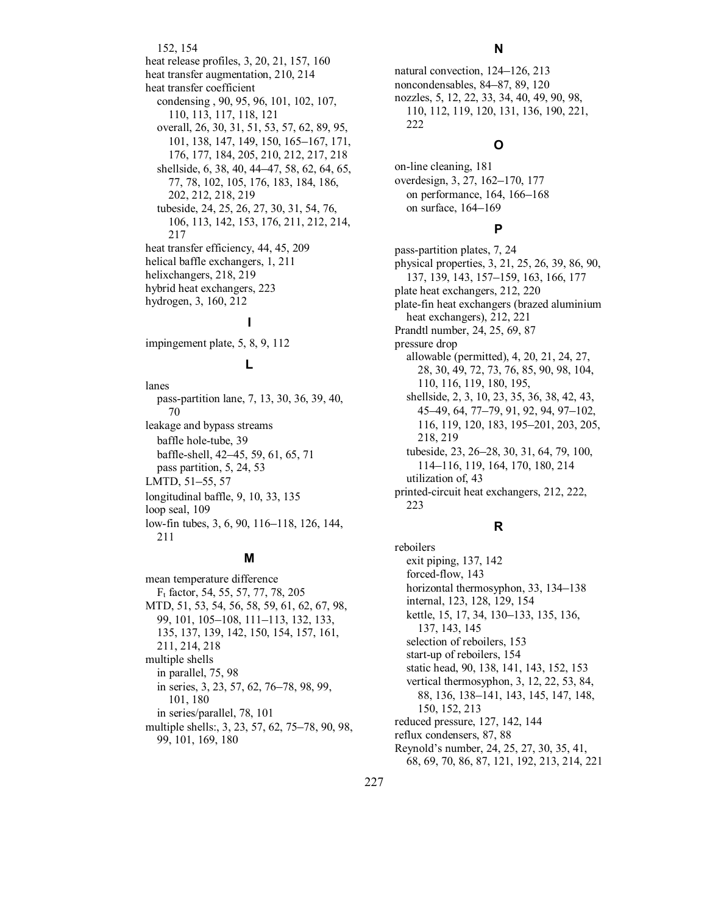152, 154
heat release profiles, 3, 20, 21, 157, 160
heat transfer augmentation, 210, 214
heat transfer coefficient
  condensing , 90, 95, 96, 101, 102, 107, 110, 113, 117, 118, 121
  overall, 26, 30, 31, 51, 53, 57, 62, 89, 95, 101, 138, 147, 149, 150, 165–167, 171, 176, 177, 184, 205, 210, 212, 217, 218
  shellside, 6, 38, 40, 44–47, 58, 62, 64, 65, 77, 78, 102, 105, 176, 183, 184, 186, 202, 212, 218, 219
  tubeside, 24, 25, 26, 27, 30, 31, 54, 76, 106, 113, 142, 153, 176, 211, 212, 214, 217
heat transfer efficiency, 44, 45, 209
helical baffle exchangers, 1, 211
helixchangers, 218, 219
hybrid heat exchangers, 223
hydrogen, 3, 160, 212

## I

impingement plate, 5, 8, 9, 112

## L

lanes
  pass-partition lane, 7, 13, 30, 36, 39, 40, 70
leakage and bypass streams
  baffle hole-tube, 39
  baffle-shell, 42–45, 59, 61, 65, 71
  pass partition, 5, 24, 53
LMTD, 51–55, 57
longitudinal baffle, 9, 10, 33, 135
loop seal, 109
low-fin tubes, 3, 6, 90, 116–118, 126, 144, 211

## M

mean temperature difference
  $F_t$ factor, 54, 55, 57, 77, 78, 205
MTD, 51, 53, 54, 56, 58, 59, 61, 62, 67, 98, 99, 101, 105–108, 111–113, 132, 133, 135, 137, 139, 142, 150, 154, 157, 161, 211, 214, 218
multiple shells
  in parallel, 75, 98
  in series, 3, 23, 57, 62, 76–78, 98, 99, 101, 180
  in series/parallel, 78, 101
multiple shells:, 3, 23, 57, 62, 75–78, 90, 98, 99, 101, 169, 180

## N

natural convection, 124–126, 213
noncondensables, 84–87, 89, 120
nozzles, 5, 12, 22, 33, 34, 40, 49, 90, 98, 110, 112, 119, 120, 131, 136, 190, 221, 222

## O

on-line cleaning, 181
overdesign, 3, 27, 162–170, 177
  on performance, 164, 166–168
  on surface, 164–169

## P

pass-partition plates, 7, 24
physical properties, 3, 21, 25, 26, 39, 86, 90, 137, 139, 143, 157–159, 163, 166, 177
plate heat exchangers, 212, 220
plate-fin heat exchangers (brazed aluminium heat exchangers), 212, 221
Prandtl number, 24, 25, 69, 87
pressure drop
  allowable (permitted), 4, 20, 21, 24, 27, 28, 30, 49, 72, 73, 76, 85, 90, 98, 104, 110, 116, 119, 180, 195,
  shellside, 2, 3, 10, 23, 35, 36, 38, 42, 43, 45–49, 64, 77–79, 91, 92, 94, 97–102, 116, 119, 120, 183, 195–201, 203, 205, 218, 219
  tubeside, 23, 26–28, 30, 31, 64, 79, 100, 114–116, 119, 164, 170, 180, 214
  utilization of, 43
printed-circuit heat exchangers, 212, 222, 223

## R

reboilers
  exit piping, 137, 142
  forced-flow, 143
  horizontal thermosyphon, 33, 134–138
  internal, 123, 128, 129, 154
  kettle, 15, 17, 34, 130–133, 135, 136, 137, 143, 145
  selection of reboilers, 153
  start-up of reboilers, 154
  static head, 90, 138, 141, 143, 152, 153
  vertical thermosyphon, 3, 12, 22, 53, 84, 88, 136, 138–141, 143, 145, 147, 148, 150, 152, 213
reduced pressure, 127, 142, 144
reflux condensers, 87, 88
Reynold's number, 24, 25, 27, 30, 35, 41, 68, 69, 70, 86, 87, 121, 192, 213, 214, 221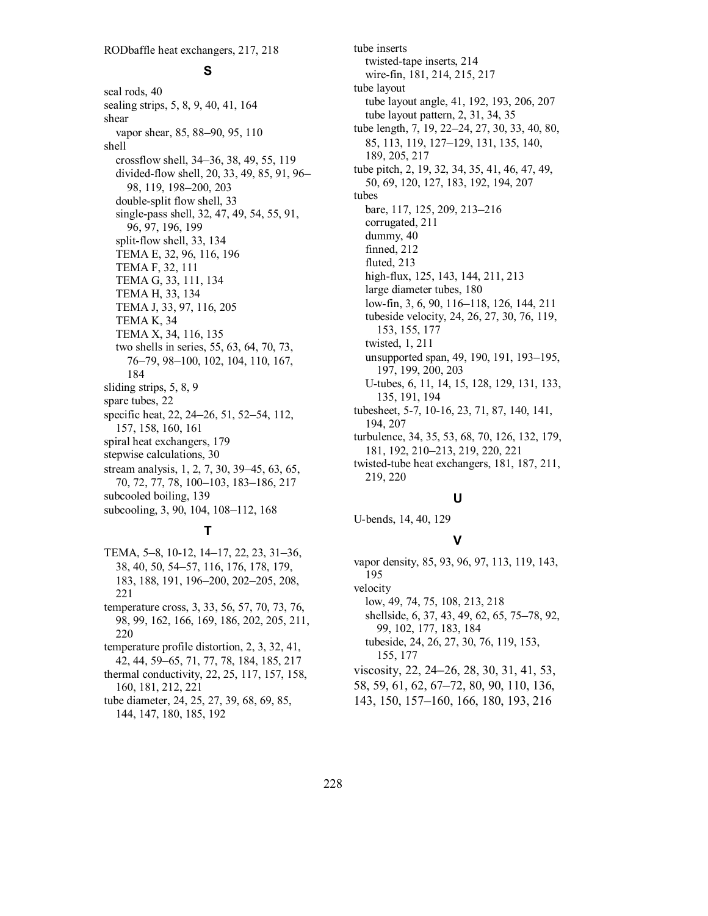RODbaffle heat exchangers, 217, 218

## S

seal rods, 40
sealing strips, 5, 8, 9, 40, 41, 164
shear
  vapor shear, 85, 88–90, 95, 110
shell
  crossflow shell, 34–36, 38, 49, 55, 119
  divided-flow shell, 20, 33, 49, 85, 91, 96–98, 119, 198–200, 203
  double-split flow shell, 33
  single-pass shell, 32, 47, 49, 54, 55, 91, 96, 97, 196, 199
  split-flow shell, 33, 134
  TEMA E, 32, 96, 116, 196
  TEMA F, 32, 111
  TEMA G, 33, 111, 134
  TEMA H, 33, 134
  TEMA J, 33, 97, 116, 205
  TEMA K, 34
  TEMA X, 34, 116, 135
  two shells in series, 55, 63, 64, 70, 73, 76–79, 98–100, 102, 104, 110, 167, 184
sliding strips, 5, 8, 9
spare tubes, 22
specific heat, 22, 24–26, 51, 52–54, 112, 157, 158, 160, 161
spiral heat exchangers, 179
stepwise calculations, 30
stream analysis, 1, 2, 7, 30, 39–45, 63, 65, 70, 72, 77, 78, 100–103, 183–186, 217
subcooled boiling, 139
subcooling, 3, 90, 104, 108–112, 168

## T

TEMA, 5–8, 10-12, 14–17, 22, 23, 31–36, 38, 40, 50, 54–57, 116, 176, 178, 179, 183, 188, 191, 196–200, 202–205, 208, 221
temperature cross, 3, 33, 56, 57, 70, 73, 76, 98, 99, 162, 166, 169, 186, 202, 205, 211, 220
temperature profile distortion, 2, 3, 32, 41, 42, 44, 59–65, 71, 77, 78, 184, 185, 217
thermal conductivity, 22, 25, 117, 157, 158, 160, 181, 212, 221
tube diameter, 24, 25, 27, 39, 68, 69, 85, 144, 147, 180, 185, 192
tube inserts
  twisted-tape inserts, 214
  wire-fin, 181, 214, 215, 217
tube layout
  tube layout angle, 41, 192, 193, 206, 207
  tube layout pattern, 2, 31, 34, 35
tube length, 7, 19, 22–24, 27, 30, 33, 40, 80, 85, 113, 119, 127–129, 131, 135, 140, 189, 205, 217
tube pitch, 2, 19, 32, 34, 35, 41, 46, 47, 49, 50, 69, 120, 127, 183, 192, 194, 207
tubes
  bare, 117, 125, 209, 213–216
  corrugated, 211
  dummy, 40
  finned, 212
  fluted, 213
  high-flux, 125, 143, 144, 211, 213
  large diameter tubes, 180
  low-fin, 3, 6, 90, 116–118, 126, 144, 211
  tubeside velocity, 24, 26, 27, 30, 76, 119, 153, 155, 177
  twisted, 1, 211
  unsupported span, 49, 190, 191, 193–195, 197, 199, 200, 203
  U-tubes, 6, 11, 14, 15, 128, 129, 131, 133, 135, 191, 194
tubesheet, 5-7, 10-16, 23, 71, 87, 140, 141, 194, 207
turbulence, 34, 35, 53, 68, 70, 126, 132, 179, 181, 192, 210–213, 219, 220, 221
twisted-tube heat exchangers, 181, 187, 211, 219, 220

## U

U-bends, 14, 40, 129

## V

vapor density, 85, 93, 96, 97, 113, 119, 143, 195
velocity
  low, 49, 74, 75, 108, 213, 218
  shellside, 6, 37, 43, 49, 62, 65, 75–78, 92, 99, 102, 177, 183, 184
  tubeside, 24, 26, 27, 30, 76, 119, 153, 155, 177
viscosity, 22, 24–26, 28, 30, 31, 41, 53, 58, 59, 61, 62, 67–72, 80, 90, 110, 136, 143, 150, 157–160, 166, 180, 193, 216